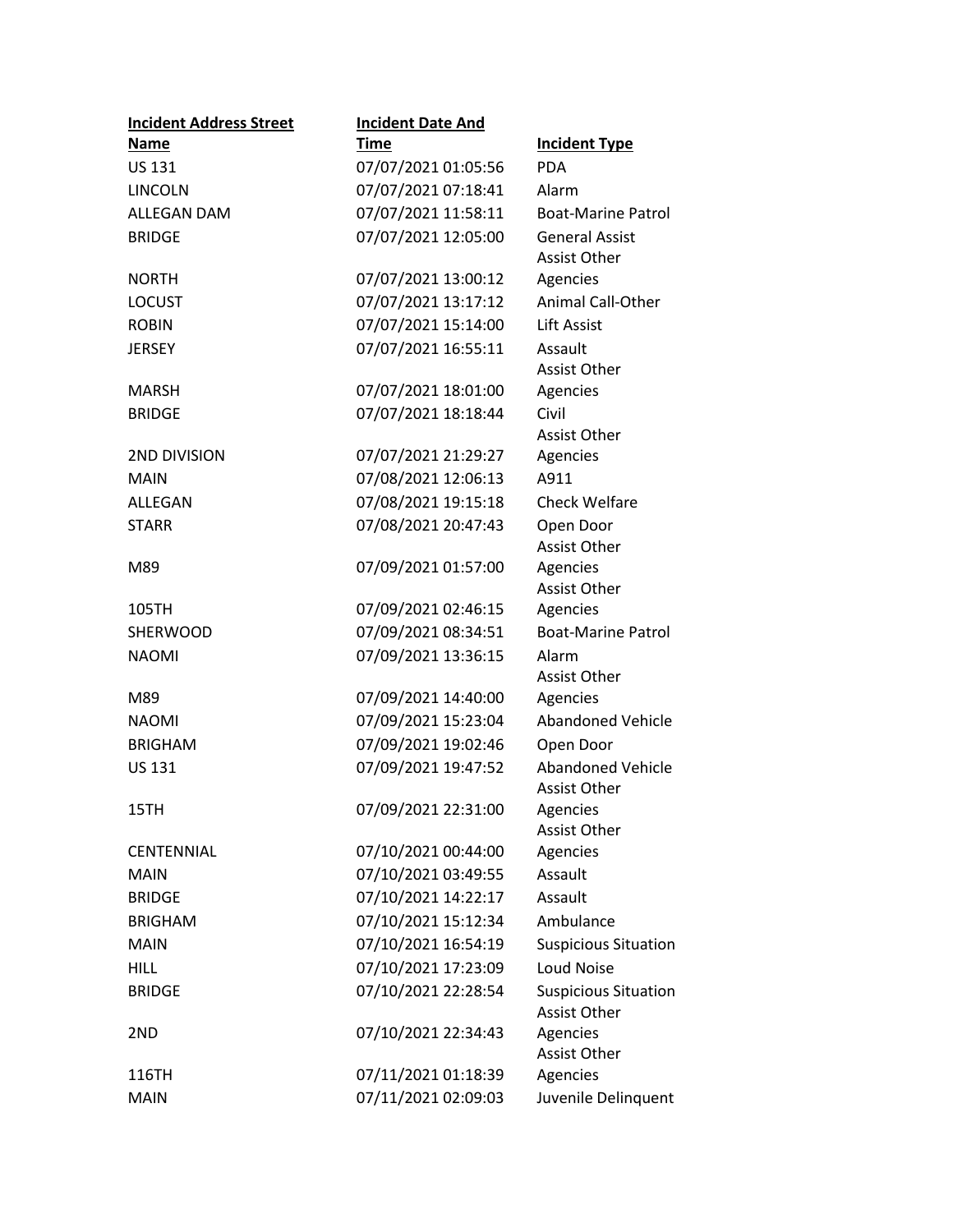| Incident Address Street Name | Incident Date And Time | Incident Type |
|---|---|---|
| US 131 | 07/07/2021 01:05:56 | PDA |
| LINCOLN | 07/07/2021 07:18:41 | Alarm |
| ALLEGAN DAM | 07/07/2021 11:58:11 | Boat-Marine Patrol |
| BRIDGE | 07/07/2021 12:05:00 | General Assist |
| NORTH | 07/07/2021 13:00:12 | Assist Other Agencies |
| LOCUST | 07/07/2021 13:17:12 | Animal Call-Other |
| ROBIN | 07/07/2021 15:14:00 | Lift Assist |
| JERSEY | 07/07/2021 16:55:11 | Assault |
| MARSH | 07/07/2021 18:01:00 | Assist Other Agencies |
| BRIDGE | 07/07/2021 18:18:44 | Civil |
| 2ND DIVISION | 07/07/2021 21:29:27 | Assist Other Agencies |
| MAIN | 07/08/2021 12:06:13 | A911 |
| ALLEGAN | 07/08/2021 19:15:18 | Check Welfare |
| STARR | 07/08/2021 20:47:43 | Open Door |
| M89 | 07/09/2021 01:57:00 | Assist Other Agencies |
| 105TH | 07/09/2021 02:46:15 | Assist Other Agencies |
| SHERWOOD | 07/09/2021 08:34:51 | Boat-Marine Patrol |
| NAOMI | 07/09/2021 13:36:15 | Alarm |
| M89 | 07/09/2021 14:40:00 | Assist Other Agencies |
| NAOMI | 07/09/2021 15:23:04 | Abandoned Vehicle |
| BRIGHAM | 07/09/2021 19:02:46 | Open Door |
| US 131 | 07/09/2021 19:47:52 | Abandoned Vehicle |
| 15TH | 07/09/2021 22:31:00 | Assist Other Agencies |
| CENTENNIAL | 07/10/2021 00:44:00 | Assist Other Agencies |
| MAIN | 07/10/2021 03:49:55 | Assault |
| BRIDGE | 07/10/2021 14:22:17 | Assault |
| BRIGHAM | 07/10/2021 15:12:34 | Ambulance |
| MAIN | 07/10/2021 16:54:19 | Suspicious Situation |
| HILL | 07/10/2021 17:23:09 | Loud Noise |
| BRIDGE | 07/10/2021 22:28:54 | Suspicious Situation |
| 2ND | 07/10/2021 22:34:43 | Assist Other Agencies |
| 116TH | 07/11/2021 01:18:39 | Assist Other Agencies |
| MAIN | 07/11/2021 02:09:03 | Juvenile Delinquent |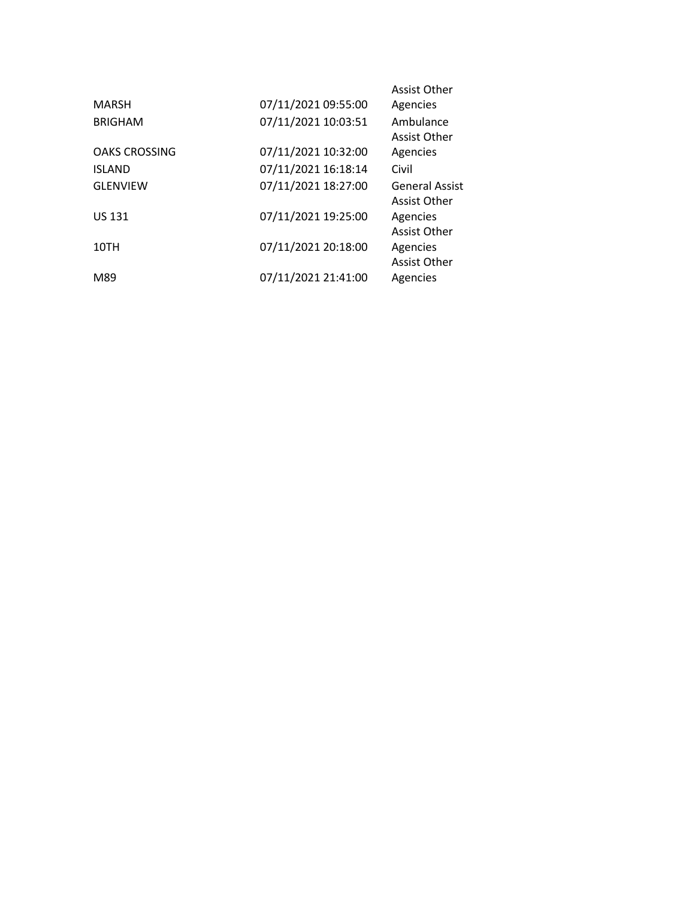| | | |
|---|---|---|
| MARSH | 07/11/2021 09:55:00 | Assist Other Agencies |
| BRIGHAM | 07/11/2021 10:03:51 | Ambulance |
| OAKS CROSSING | 07/11/2021 10:32:00 | Assist Other Agencies |
| ISLAND | 07/11/2021 16:18:14 | Civil |
| GLENVIEW | 07/11/2021 18:27:00 | General Assist |
| US 131 | 07/11/2021 19:25:00 | Assist Other Agencies |
| 10TH | 07/11/2021 20:18:00 | Assist Other Agencies |
| M89 | 07/11/2021 21:41:00 | Assist Other Agencies |